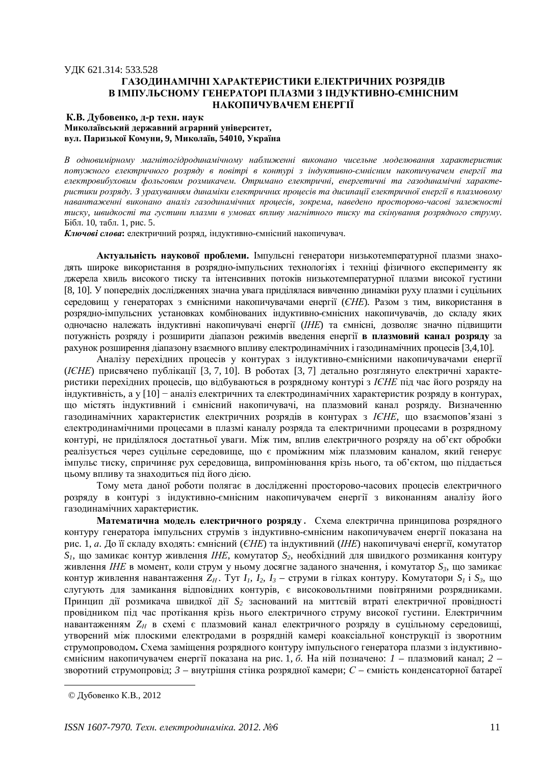УДК 621.314: 533.528

# ГАЗОДИНАМІЧНІ ХАРАКТЕРИСТИКИ ЕЛЕКТРИЧНИХ РОЗРЯДІВ В ІМПУЛЬСНОМУ ГЕНЕРАТОРІ ПЛАЗМИ З ІНДУКТИВНО-ЄМНІСНИМ НАКОПИЧУВАЧЕМ ЕНЕРГІЇ

**К.В. Дубовенко, д-р техн. наук**
**Миколаївський державний аграрний університет,**
**вул. Паризької Комуни, 9, Миколаїв, 54010, Україна**

*В одновимірному магнітогідродинамічному наближенні виконано чисельне моделювання характеристик потужного електричного розряду в повітрі в контурі з індуктивно-ємнісним накопичувачем енергії та електровибуховим фольговим розмикачем. Отримано електричні, енергетичні та газодинамічні характеристики розряду. З урахуванням динаміки електричних процесів та дисипації електричної енергії в плазмовому навантаженні виконано аналіз газодинамічних процесів, зокрема, наведено просторово-часові залежності тиску, швидкості та густини плазми в умовах впливу магнітного тиску та скінування розрядного струму.* Бібл. 10, табл. 1, рис. 5.

***Ключові слова*:** електричний розряд, індуктивно-ємнісний накопичувач.

**Актуальність наукової проблеми.** Імпульсні генератори низькотемпературної плазми знаходять широке використання в розрядно-імпульсних технологіях і техніці фізичного експерименту як джерела хвиль високого тиску та інтенсивних потоків низькотемпературної плазми високої густини [8, 10]. У попередніх дослідженнях значна увага приділялася вивченню динаміки руху плазми і суцільних середовищ у генераторах з ємнісними накопичувачами енергії (*ЄНЕ*). Разом з тим, використання в розрядно-імпульсних установках комбінованих індуктивно-ємнісних накопичувачів, до складу яких одночасно належать індуктивні накопичувачі енергії (*ІНЕ*) та ємнісні, дозволяє значно підвищити потужність розряду і розширити діапазон режимів введення енергії **в плазмовий канал розряду** за рахунок розширення діапазону взаємного впливу електродинамічних і газодинамічних процесів [3,4,10].

Аналізу перехідних процесів у контурах з індуктивно-ємнісними накопичувачами енергії (*ІЄНЕ*) присвячено публікації [3, 7, 10]. В роботах [3, 7] детально розглянуто електричні характеристики перехідних процесів, що відбуваються в розрядному контурі з *ІЄНЕ* під час його розряду на індуктивність, а у [10] − аналіз електричних та електродинамічних характеристик розряду в контурах, що містять індуктивний і ємнісний накопичувачі, на плазмовий канал розряду. Визначенню газодинамічних характеристик електричних розрядів в контурах з *ІЄНЕ*, що взаємопов'язані з електродинамічними процесами в плазмі каналу розряда та електричними процесами в розрядному контурі, не приділялося достатньої уваги. Між тим, вплив електричного розряду на об'єкт обробки реалізується через суцільне середовище, що є проміжним між плазмовим каналом, який генерує імпульс тиску, спричиняє рух середовища, випромінювання крізь нього, та об'єктом, що піддається цьому впливу та знаходиться під його дією.

Тому мета даної роботи полягає в дослідженні просторово-часових процесів електричного розряду в контурі з індуктивно-ємнісним накопичувачем енергії з виконанням аналізу його газодинамічних характеристик.

**Математична модель електричного розряду**. Схема електрична принципова розрядного контуру генератора імпульсних струмів з індуктивно-ємнісним накопичувачем енергії показана на рис. 1, *а*. До її складу входять: ємнісний (*ЄНЕ*) та індуктивний (*ІНЕ*) накопичувачі енергії, комутатор $S_1$, що замикає контур живлення *ІНЕ*, комутатор $S_2$, необхідний для швидкого розмикання контуру живлення *ІНЕ* в момент, коли струм у ньому досягне заданого значення, і комутатор $S_3$, що замикає контур живлення навантаження $Z_H$. Тут $I_1$, $I_2$, $I_3$ – струми в гілках контуру. Комутатори $S_1$ і $S_3$, що слугують для замикання відповідних контурів, є високовольтними повітряними розрядниками. Принцип дії розмикача швидкої дії $S_2$ заснований на миттєвій втраті електричної провідності провідником під час протікання крізь нього електричного струму високої густини. Електричним навантаженням $Z_H$ в схемі є плазмовий канал електричного розряду в суцільному середовищі, утворений між плоскими електродами в розрядній камері коаксіальної конструкції із зворотним струмопроводом**.** Схема заміщення розрядного контуру імпульсного генератора плазми з індуктивно-ємнісним накопичувачем енергії показана на рис. 1, *б*. На ній позначено: *1* – плазмовий канал; *2* – зворотний струмопровід; *3* – внутрішня стінка розрядної камери; *C* – ємність конденсаторної батареї

© Дубовенко К.В., 2012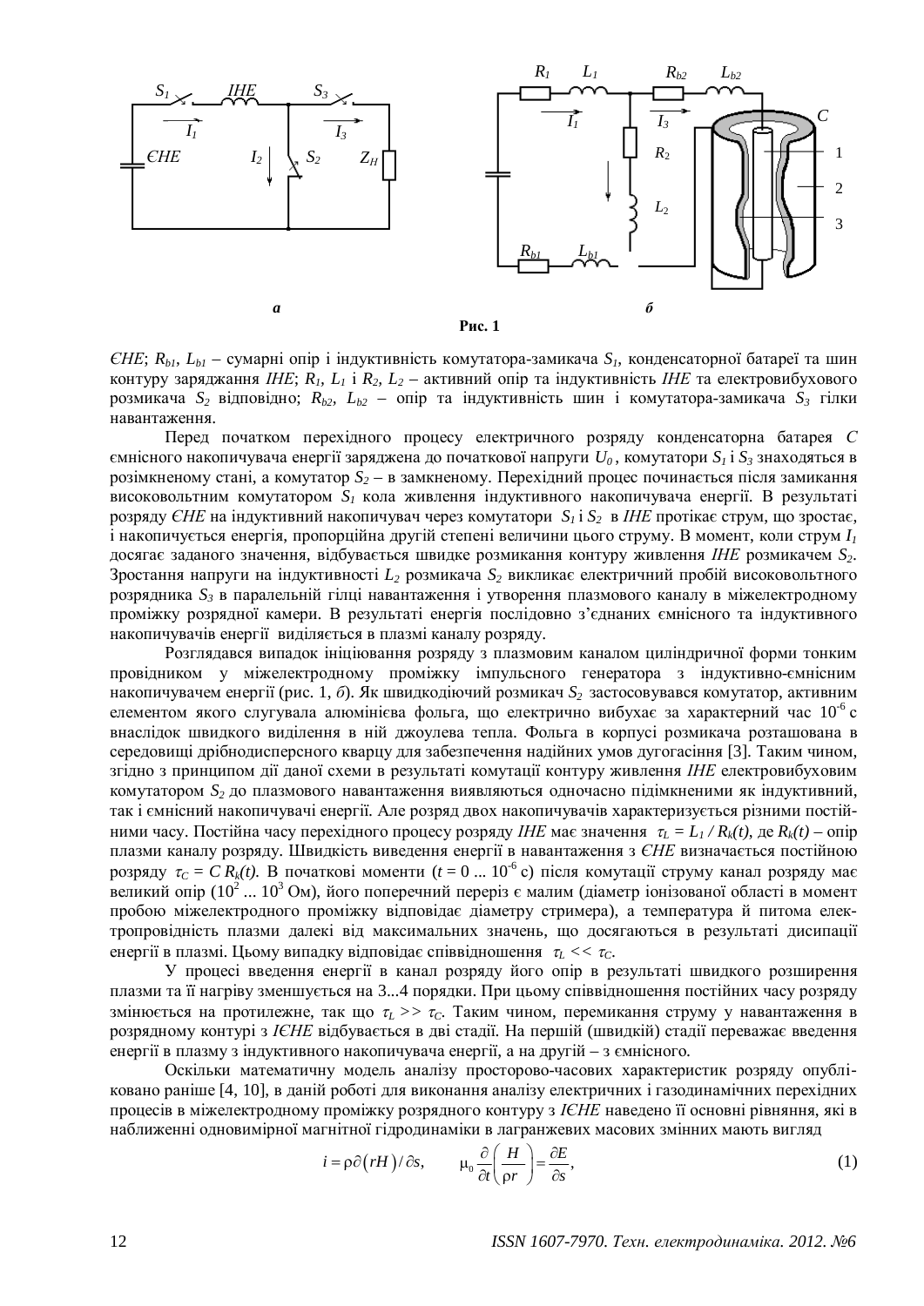Рис. 1

*ЄНЕ*; $R_{b1}$, $L_{b1}$ – сумарні опір і індуктивність комутатора-замикача $S_1$, конденсаторної батареї та шин контуру заряджання *ІНЕ*; $R_1$, $L_1$ і $R_2$, $L_2$ – активний опір та індуктивність *ІНЕ* та електровибухового розмикача $S_2$ відповідно; $R_{b2}$, $L_{b2}$ – опір та індуктивність шин і комутатора-замикача $S_3$ гілки навантаження.

Перед початком перехідного процесу електричного розряду конденсаторна батарея $C$ ємнісного накопичувача енергії заряджена до початкової напруги $U_0$, комутатори $S_1$ і $S_3$ знаходяться в розімкненому стані, а комутатор $S_2$ – в замкненому. Перехідний процес починається після замикання високовольтним комутатором $S_1$ кола живлення індуктивного накопичувача енергії. В результаті розряду *ЄНЕ* на індуктивний накопичувач через комутатори $S_1$ і $S_2$ в *ІНЕ* протікає струм, що зростає, і накопичується енергія, пропорційна другій степені величини цього струму. В момент, коли струм $I_1$ досягає заданого значення, відбувається швидке розмикання контуру живлення *ІНЕ* розмикачем $S_2$. Зростання напруги на індуктивності $L_2$ розмикача $S_2$ викликає електричний пробій високовольтного розрядника $S_3$ в паралельній гілці навантаження і утворення плазмового каналу в міжелектродному проміжку розрядної камери. В результаті енергія послідовно з'єднаних ємнісного та індуктивного накопичувачів енергії виділяється в плазмі каналу розряду.

Розглядався випадок ініціювання розряду з плазмовим каналом циліндричної форми тонким провідником у міжелектродному проміжку імпульсного генератора з індуктивно-ємнісним накопичувачем енергії (рис. 1, *б*). Як швидкодіючий розмикач $S_2$ застосовувався комутатор, активним елементом якого слугувала алюмінієва фольга, що електрично вибухає за характерний час $10^{-6}$ с внаслідок швидкого виділення в ній джоулева тепла. Фольга в корпусі розмикача розташована в середовищі дрібнодисперсного кварцу для забезпечення надійних умов дугогасіння [3]. Таким чином, згідно з принципом дії даної схеми в результаті комутації контуру живлення *ІНЕ* електровибуховим комутатором $S_2$ до плазмового навантаження виявляються одночасно підімкненими як індуктивний, так і ємнісний накопичувачі енергії. Але розряд двох накопичувачів характеризується різними постійними часу. Постійна часу перехідного процесу розряду *ІНЕ* має значення $\tau_L = L_1 / R_k(t)$, де $R_k(t)$ – опір плазми каналу розряду. Швидкість виведення енергії в навантаження з *ЄНЕ* визначається постійною розряду $\tau_C = C\,R_k(t)$. В початкові моменти ($t = 0 \ldots 10^{-6}$ с) після комутації струму канал розряду має великий опір ($10^2 \ldots 10^3$ Ом), його поперечний переріз є малим (діаметр іонізованої області в момент пробою міжелектродного проміжку відповідає діаметру стримера), а температура й питома електропровідність плазми далекі від максимальних значень, що досягаються в результаті дисипації енергії в плазмі. Цьому випадку відповідає співвідношення $\tau_L << \tau_C$.

У процесі введення енергії в канал розряду його опір в результаті швидкого розширення плазми та її нагріву зменшується на 3...4 порядки. При цьому співвідношення постійних часу розряду змінюється на протилежне, так що $\tau_L >> \tau_C$. Таким чином, перемикання струму у навантаження в розрядному контурі з *ІЄНЕ* відбувається в дві стадії. На першій (швидкій) стадії переважає введення енергії в плазму з індуктивного накопичувача енергії, а на другій – з ємнісного.

Оскільки математичну модель аналізу просторово-часових характеристик розряду опубліковано раніше [4, 10], в даній роботі для виконання аналізу електричних і газодинамічних перехідних процесів в міжелектродному проміжку розрядного контуру з *ІЄНЕ* наведено її основні рівняння, які в наближенні одновимірної магнітної гідродинаміки в лагранжевих масових змінних мають вигляд

$$i = \rho \partial (rH) / \partial s, \qquad \mu_0 \frac{\partial}{\partial t}\left(\frac{H}{\rho r}\right) = \frac{\partial E}{\partial s}, \tag{1}$$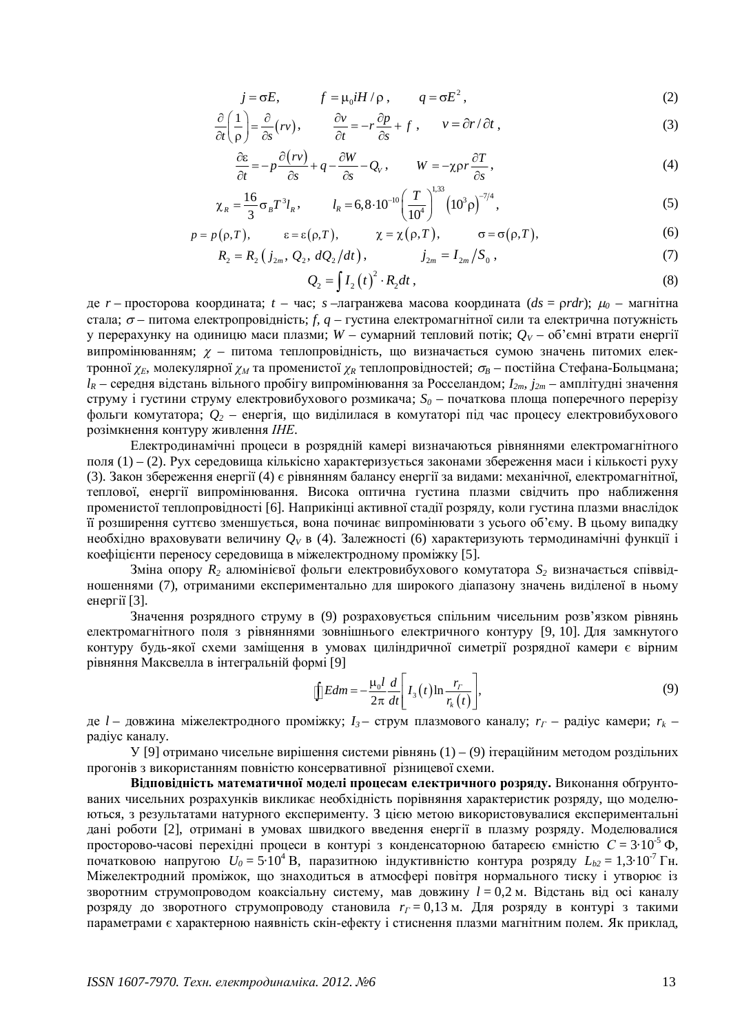$$j = \sigma E, \qquad f = \mu_0 i H / \rho, \qquad q = \sigma E^2, \tag{2}$$

$$\frac{\partial}{\partial t}\left(\frac{1}{\rho}\right) = \frac{\partial}{\partial s}(rv), \qquad \frac{\partial v}{\partial t} = -r\frac{\partial p}{\partial s} + f, \qquad v = \partial r / \partial t, \tag{3}$$

$$\frac{\partial \varepsilon}{\partial t} = -p\frac{\partial (rv)}{\partial s} + q - \frac{\partial W}{\partial s} - Q_V, \qquad W = -\chi \rho r \frac{\partial T}{\partial s}, \tag{4}$$

$$\chi_R = \frac{16}{3}\sigma_B T^3 l_R, \qquad l_R = 6{,}8\cdot 10^{-10}\left(\frac{T}{10^4}\right)^{1{,}33}\left(10^3 \rho\right)^{-7/4}, \tag{5}$$

$$p = p(\rho, T), \qquad \varepsilon = \varepsilon(\rho, T), \qquad \chi = \chi(\rho, T), \qquad \sigma = \sigma(\rho, T), \tag{6}$$

$$R_2 = R_2\left(j_{2m}, Q_2, dQ_2/dt\right), \qquad j_{2m} = I_{2m}/S_0, \tag{7}$$

$$Q_2 = \int I_2(t)^2 \cdot R_2 dt, \tag{8}$$

де $r$ – просторова координата; $t$ – час; $s$ –лагранжева масова координата ($ds = \rho r dr$); $\mu_0$ – магнітна стала; $\sigma$ – питома електропровідність; $f$, $q$ – густина електромагнітної сили та електрична потужність у перерахунку на одиницю маси плазми; $W$ – сумарний тепловий потік; $Q_V$ – об'ємні втрати енергії випромінюванням; $\chi$ – питома теплопровідність, що визначається сумою значень питомих електронної $\chi_E$, молекулярної $\chi_M$ та променистої $\chi_R$ теплопровідностей; $\sigma_B$ – постійна Стефана-Больцмана; $l_R$ – середня відстань вільного пробігу випромінювання за Росселандом; $I_{2m}$, $j_{2m}$ – амплітудні значення струму і густини струму електровибухового розмикача; $S_0$ – початкова площа поперечного перерізу фольги комутатора; $Q_2$ – енергія, що виділилася в комутаторі під час процесу електровибухового розімкнення контуру живлення *ІНЕ*.

Електродинамічні процеси в розрядній камері визначаються рівняннями електромагнітного поля (1) – (2). Рух середовища кількісно характеризується законами збереження маси і кількості руху (3). Закон збереження енергії (4) є рівнянням балансу енергії за видами: механічної, електромагнітної, теплової, енергії випромінювання. Висока оптична густина плазми свідчить про наближення променистої теплопровідності [6]. Наприкінці активної стадії розряду, коли густина плазми внаслідок її розширення суттєво зменшується, вона починає випромінювати з усього об'єму. В цьому випадку необхідно враховувати величину $Q_V$ в (4). Залежності (6) характеризують термодинамічні функції і коефіцієнти переносу середовища в міжелектродному проміжку [5].

Зміна опору $R_2$ алюмінієвої фольги електровибухового комутатора $S_2$ визначається співвідношеннями (7), отриманими експериментально для широкого діапазону значень виділеної в ньому енергії [3].

Значення розрядного струму в (9) розраховується спільним чисельним розв'язком рівнянь електромагнітного поля з рівняннями зовнішнього електричного контуру [9, 10]. Для замкнутого контуру будь-якої схеми заміщення в умовах циліндричної симетрії розрядної камери є вірним рівняння Максвелла в інтегральній формі [9]

$$\oint E dm = -\frac{\mu_0 l}{2\pi}\frac{d}{dt}\left[I_3(t)\ln\frac{r_\Gamma}{r_k(t)}\right], \tag{9}$$

де $l$ – довжина міжелектродного проміжку; $I_3$ – струм плазмового каналу; $r_\Gamma$ – радіус камери; $r_k$ – радіус каналу.

У [9] отримано чисельне вирішення системи рівнянь (1) – (9) ітераційним методом роздільних прогонів з використанням повністю консервативної різницевої схеми.

**Відповідність математичної моделі процесам електричного розряду.** Виконання обґрунтованих чисельних розрахунків викликає необхідність порівняння характеристик розряду, що моделюються, з результатами натурного експерименту. З цією метою використовувалися експериментальні дані роботи [2], отримані в умовах швидкого введення енергії в плазму розряду. Моделювалися просторово-часові перехідні процеси в контурі з конденсаторною батареєю ємністю $C = 3\cdot 10^{-5}$ Ф, початковою напругою $U_0 = 5\cdot 10^4$ В, паразитною індуктивністю контуру розряду $L_{b2} = 1{,}3\cdot 10^{-7}$ Гн. Міжелектродний проміжок, що знаходиться в атмосфері повітря нормального тиску і утворює із зворотним струмопроводом коаксіальну систему, мав довжину $l = 0{,}2$ м. Відстань від осі каналу розряду до зворотного струмопроводу становила $r_\Gamma = 0{,}13$ м. Для розряду в контурі з такими параметрами є характерною наявність скін-ефекту і стиснення плазми магнітним полем. Як приклад,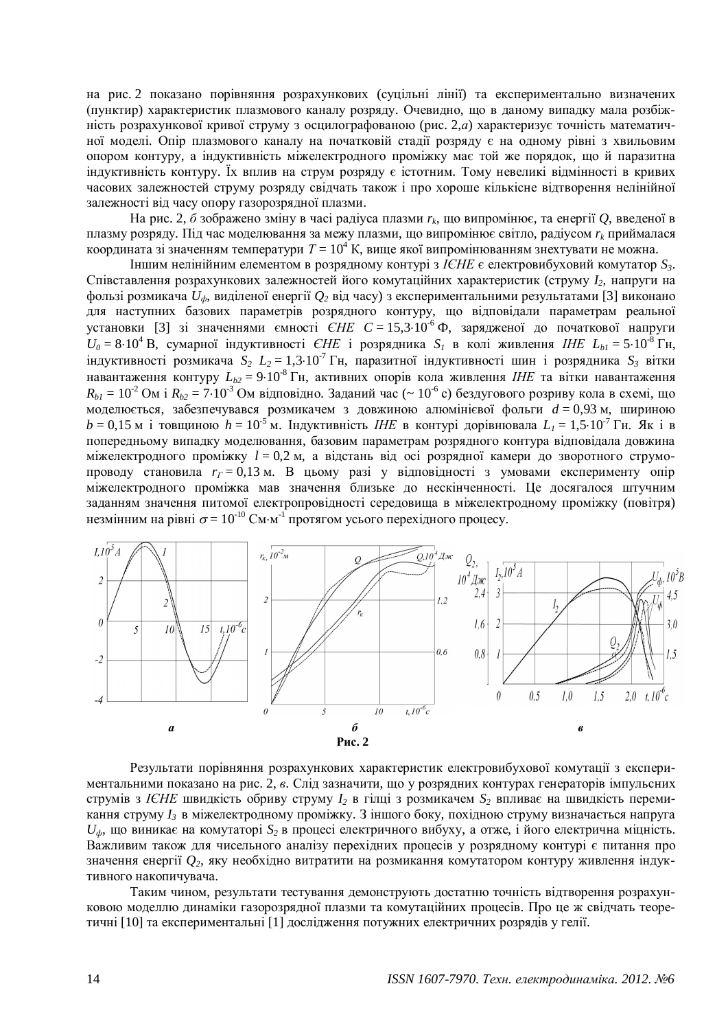на рис. 2 показано порівняння розрахункових (суцільні лінії) та експериментально визначених (пунктир) характеристик плазмового каналу розряду. Очевидно, що в даному випадку мала розбіжність розрахункової кривої струму з осцилографованою (рис. 2,*а*) характеризує точність математичної моделі. Опір плазмового каналу на початковій стадії розряду є на одному рівні з хвильовим опором контуру, а індуктивність міжелектродного проміжку має той же порядок, що й паразитна індуктивність контуру. Їх вплив на струм розряду є істотним. Тому невеликі відмінності в кривих часових залежностей струму розряду свідчать також і про хороше кількісне відтворення нелінійної залежності від часу опору газорозрядної плазми.

На рис. 2, *б* зображено зміну в часі радіуса плазми $r_k$, що випромінює, та енергії $Q$, введеної в плазму розряду. Під час моделювання за межу плазми, що випромінює світло, радіусом $r_k$ приймалася координата зі значенням температури $T = 10^4$ К, вище якої випромінюванням знехтувати не можна.

Іншим нелінійним елементом в розрядному контурі з *ІЄНЕ* є електровибуховий комутатор $S_3$. Співставлення розрахункових залежностей його комутаційних характеристик (струму $I_2$, напруги на фользі розмикача $U_ф$, виділеної енергії $Q_2$ від часу) з експериментальними результатами [3] виконано для наступних базових параметрів розрядного контуру, що відповідали параметрам реальної установки [3] зі значеннями ємності *ЄНЕ* $C = 15{,}3 \cdot 10^{-6}$ Ф, зарядженої до початкової напруги $U_0 = 8 \cdot 10^4$ В, сумарної індуктивності *ЄНЕ* і розрядника $S_1$ в колі живлення *ІНЕ* $L_{b1} = 5 \cdot 10^{-8}$ Гн, індуктивності розмикача $S_2$ $L_2 = 1{,}3 \cdot 10^{-7}$ Гн, паразитної індуктивності шин і розрядника $S_3$ вітки навантаження контуру $L_{b2} = 9 \cdot 10^{-8}$ Гн, активних опорів кола живлення *ІНЕ* та вітки навантаження $R_{b1} = 10^{-2}$ Ом і $R_{b2} = 7 \cdot 10^{-3}$ Ом відповідно. Заданий час ($\sim 10^{-6}$ с) бездугового розриву кола в схемі, що моделюється, забезпечувався розмикачем з довжиною алюмінієвої фольги $d = 0{,}93$ м, шириною $b = 0{,}15$ м і товщиною $h = 10^{-5}$ м. Індуктивність *ІНЕ* в контурі дорівнювала $L_1 = 1{,}5 \cdot 10^{-7}$ Гн. Як і в попередньому випадку моделювання, базовим параметрам розрядного контура відповідала довжина міжелектродного проміжку $l = 0{,}2$ м, а відстань від осі розрядної камери до зворотного струмопроводу становила $r_Г = 0{,}13$ м. В цьому разі у відповідності з умовами експерименту опір міжелектродного проміжка мав значення близьке до нескінченності. Це досягалося штучним заданням значення питомої електропровідності середовища в міжелектродному проміжку (повітря) незмінним на рівні $\sigma = 10^{-10}$ См·м$^{-1}$ протягом усього перехідного процесу.

**Рис. 2**

Результати порівняння розрахункових характеристик електровибухової комутації з експериментальними показано на рис. 2, *в*. Слід зазначити, що у розрядних контурах генераторів імпульсних струмів з *ІЄНЕ* швидкість обриву струму $I_2$ в гілці з розмикачем $S_2$ впливає на швидкість перемикання струму $I_3$ в міжелектродному проміжку. З іншого боку, похідною струму визначається напруга $U_ф$, що виникає на комутаторі $S_2$ в процесі електричного вибуху, а отже, і його електрична міцність. Важливим також для чисельного аналізу перехідних процесів у розрядному контурі є питання про значення енергії $Q_2$, яку необхідно витратити на розмикання комутатором контуру живлення індуктивного накопичувача.

Таким чином, результати тестування демонструють достатню точність відтворення розрахунковою моделлю динаміки газорозрядної плазми та комутаційних процесів. Про це ж свідчать теоретичні [10] та експериментальні [1] дослідження потужних електричних розрядів у гелії.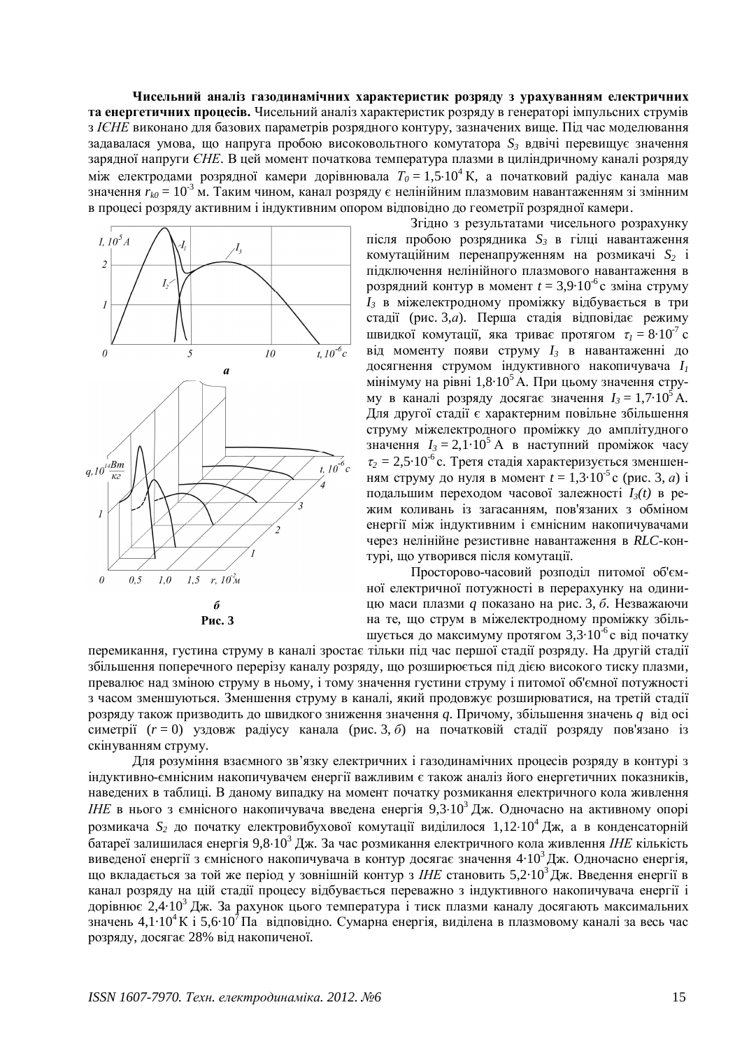**Чисельний аналіз газодинамічних характеристик розряду з урахуванням електричних та енергетичних процесів.** Чисельний аналіз характеристик розряду в генераторі імпульсних струмів з *ІЄНЕ* виконано для базових параметрів розрядного контуру, зазначених вище. Під час моделювання задавалася умова, що напруга пробою високовольтного комутатора $S_3$ вдвічі перевищує значення зарядної напруги *ЄНЕ*. В цей момент початкова температура плазми в циліндричному каналі розряду між електродами розрядної камери дорівнювала $T_0 = 1{,}5 \cdot 10^4$ К, а початковий радіус канала мав значення $r_{k0} = 10^{-3}$ м. Таким чином, канал розряду є нелінійним плазмовим навантаженням зі змінним в процесі розряду активним і індуктивним опором відповідно до геометрії розрядної камери.

**Рис. 3**

Згідно з результатами чисельного розрахунку після пробою розрядника $S_3$ в гілці навантаження комутаційним перенапруженням на розмикачі $S_2$ і підключення нелінійного плазмового навантаження в розрядний контур в момент $t = 3{,}9 \cdot 10^{-6}$ с зміна струму $I_3$ в міжелектродному проміжку відбувається в три стадії (рис. 3,*а*). Перша стадія відповідає режиму швидкої комутації, яка триває протягом $\tau_1 = 8 \cdot 10^{-7}$ с від моменту появи струму $I_3$ в навантаженні до досягнення струмом індуктивного накопичувача $I_1$ мінімуму на рівні $1{,}8 \cdot 10^5$ А. При цьому значення струму в каналі розряду досягає значення $I_3 = 1{,}7 \cdot 10^5$ А. Для другої стадії є характерним повільне збільшення струму міжелектродного проміжку до амплітудного значення $I_3 = 2{,}1 \cdot 10^5$ А в наступний проміжок часу $\tau_2 = 2{,}5 \cdot 10^{-6}$ с. Третя стадія характеризується зменшенням струму до нуля в момент $t = 1{,}3 \cdot 10^{-5}$ с (рис. 3, *а*) і подальшим переходом часової залежності $I_3(t)$ в режим коливань із загасанням, пов'язаних з обміном енергії між індуктивним і ємнісним накопичувачами через нелінійне резистивне навантаження в *RLC*-контурі, що утворився після комутації.

Просторово-часовий розподіл питомої об'ємної електричної потужності в перерахунку на одиницю маси плазми $q$ показано на рис. 3, *б*. Незважаючи на те, що струм в міжелектродному проміжку збільшується до максимуму протягом $3{,}3 \cdot 10^{-6}$ с від початку перемикання, густина струму в каналі зростає тільки під час першої стадії розряду. На другій стадії збільшення поперечного перерізу каналу розряду, що розширюється під дією високого тиску плазми, превалює над зміною струму в ньому, і тому значення густини струму і питомої об'ємної потужності з часом зменшуються. Зменшення струму в каналі, який продовжує розширюватися, на третій стадії розряду також призводить до швидкого зниження значення $q$. Причому, збільшення значень $q$ від осі симетрії ($r = 0$) уздовж радіусу канала (рис. 3, *б*) на початковій стадії розряду пов'язано із скінуванням струму.

Для розуміння взаємного зв'язку електричних і газодинамічних процесів розряду в контурі з індуктивно-ємнісним накопичувачем енергії важливим є також аналіз його енергетичних показників, наведених в таблиці. В даному випадку на момент початку розмикання електричного кола живлення *ІНЕ* в нього з ємнісного накопичувача введена енергія $9{,}3 \cdot 10^3$ Дж. Одночасно на активному опорі розмикача $S_2$ до початку електровибухової комутації виділилося $1{,}12 \cdot 10^4$ Дж, а в конденсаторній батареї залишилася енергія $9{,}8 \cdot 10^3$ Дж. За час розмикання електричного кола живлення *ІНЕ* кількість виведеної енергії з ємнісного накопичувача в контур досягає значення $4 \cdot 10^3$ Дж. Одночасно енергія, що вкладається за той же період у зовнішній контур з *ІНЕ* становить $5{,}2 \cdot 10^3$ Дж. Введення енергії в канал розряду на цій стадії процесу відбувається переважно з індуктивного накопичувача енергії і дорівнює $2{,}4 \cdot 10^3$ Дж. За рахунок цього температура і тиск плазми каналу досягають максимальних значень $4{,}1 \cdot 10^4$ К і $5{,}6 \cdot 10^7$ Па відповідно. Сумарна енергія, виділена в плазмовому каналі за весь час розряду, досягає 28% від накопиченої.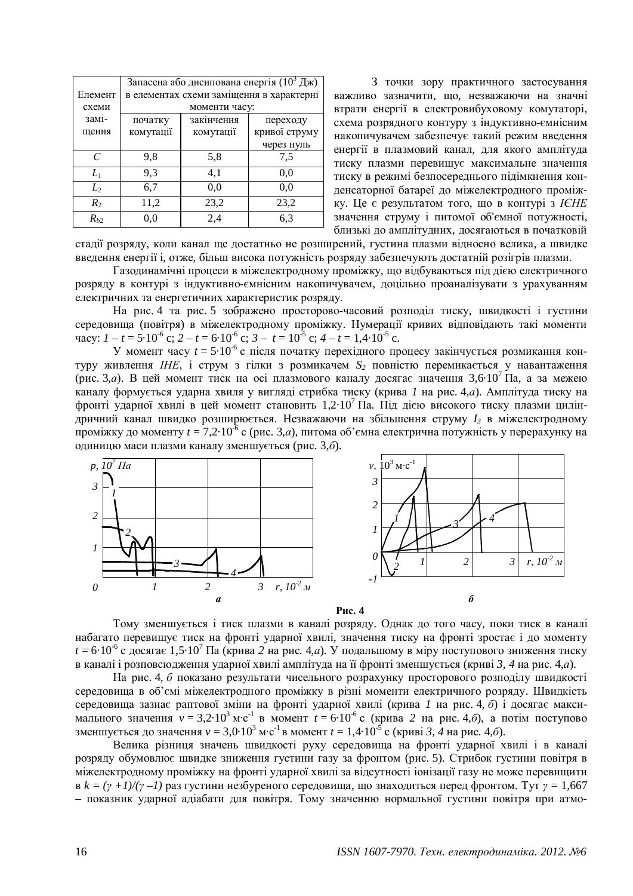| Елемент схеми заміщення | Запасена або дисипована енергія ($10^3$ Дж) в елементах схеми заміщення в характерні моменти часу: | | |
|---|---|---|---|
| | початку комутації | закінчення комутації | переходу кривої струму через нуль |
| $C$ | 9,8 | 5,8 | 7,5 |
| $L_1$ | 9,3 | 4,1 | 0,0 |
| $L_2$ | 6,7 | 0,0 | 0,0 |
| $R_2$ | 11,2 | 23,2 | 23,2 |
| $R_{b2}$ | 0,0 | 2,4 | 6,3 |

З точки зору практичного застосування важливо зазначити, що, незважаючи на значні втрати енергії в електровибуховому комутаторі, схема розрядного контуру з індуктивно-ємнісним накопичувачем забезпечує такий режим введення енергії в плазмовий канал, для якого амплітуда тиску плазми перевищує максимальне значення тиску в режимі безпосереднього підімкнення конденсаторної батареї до міжелектродного проміжку. Це є результатом того, що в контурі з *ІЄНЕ* значення струму і питомої об'ємної потужності, близькі до амплітудних, досягаються в початковій стадії розряду, коли канал ще достатньо не розширений, густина плазми відносно велика, а швидке введення енергії і, отже, більш висока потужність розряду забезпечують достатній розігрів плазми.

Газодинамічні процеси в міжелектродному проміжку, що відбуваються під дією електричного розряду в контурі з індуктивно-ємнісним накопичувачем, доцільно проаналізувати з урахуванням електричних та енергетичних характеристик розряду.

На рис. 4 та рис. 5 зображено просторово-часовий розподіл тиску, швидкості і густини середовища (повітря) в міжелектродному проміжку. Нумерації кривих відповідають такі моменти часу: *1* – $t = 5\cdot10^{-6}$ с; *2* – $t = 6\cdot10^{-6}$ с; *3* – $t = 10^{-5}$ с; *4* – $t = 1{,}4\cdot10^{-5}$ с.

У момент часу $t = 5\cdot10^{-6}$ с після початку перехідного процесу закінчується розмикання контуру живлення *ІНЕ*, і струм з гілки з розмикачем $S_2$ повністю перемикається у навантаження (рис. 3,*а*). В цей момент тиск на осі плазмового каналу досягає значення $3{,}6\cdot10^7$ Па, а за межею каналу формується ударна хвиля у вигляді стрибка тиску (крива *1* на рис. 4,*а*). Амплітуда тиску на фронті ударної хвилі в цей момент становить $1{,}2\cdot10^7$ Па. Під дією високого тиску плазми циліндричний канал швидко розширюється. Незважаючи на збільшення струму $I_3$ в міжелектродному проміжку до моменту $t = 7{,}2\cdot10^{-6}$ с (рис. 3,*а*), питома об'ємна електрична потужність у перерахунку на одиницю маси плазми каналу зменшується (рис. 3,*б*).

**Рис. 4**

Тому зменшується і тиск плазми в каналі розряду. Однак до того часу, поки тиск в каналі набагато перевищує тиск на фронті ударної хвилі, значення тиску на фронті зростає і до моменту $t = 6\cdot10^{-6}$ с досягає $1{,}5\cdot10^7$ Па (крива *2* на рис. 4,*а*). У подальшому в міру поступового зниження тиску в каналі і розповсюдження ударної хвилі амплітуда на її фронті зменшується (криві *3*, *4* на рис. 4,*а*).

На рис. 4, *б* показано результати чисельного розрахунку просторового розподілу швидкості середовища в об'ємі міжелектродного проміжку в різні моменти електричного розряду. Швидкість середовища зазнає раптової зміни на фронті ударної хвилі (крива *1* на рис. 4, *б*) і досягає максимального значення $v = 3{,}2\cdot10^3$ м·с$^{-1}$ в момент $t = 6\cdot10^{-6}$ с (крива *2* на рис. 4,*б*), а потім поступово зменшується до значення $v = 3{,}0\cdot10^3$ м·с$^{-1}$ в момент $t = 1{,}4\cdot10^{-5}$ с (криві *3*, *4* на рис. 4,*б*).

Велика різниця значень швидкості руху середовища на фронті ударної хвилі і в каналі розряду обумовлює швидке зниження густини газу за фронтом (рис. 5). Стрибок густини повітря в міжелектродному проміжку на фронті ударної хвилі за відсутності іонізації газу не може перевищити в $k = (\gamma + 1)/(\gamma - 1)$ раз густини незбуреного середовища, що знаходиться перед фронтом. Тут $\gamma = 1{,}667$ – показник ударної адіабати для повітря. Тому значенню нормальної густини повітря при атмо-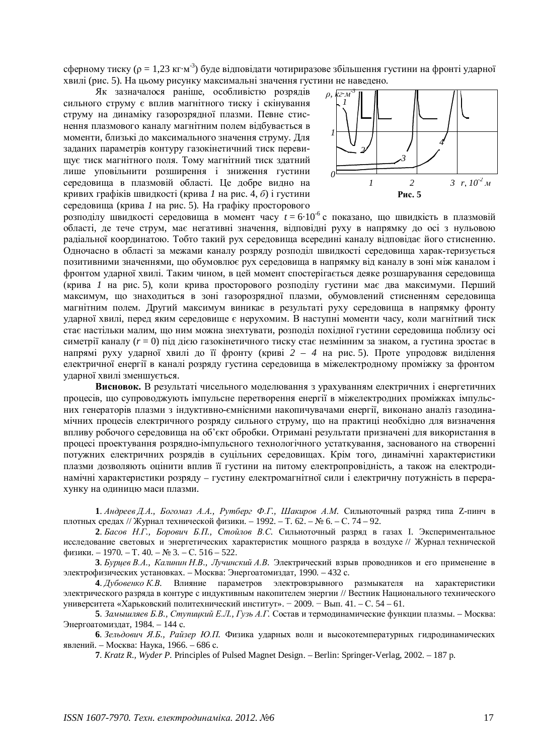сферному тиску ($\rho$ = 1,23 кг·м$^{-3}$) буде відповідати чотирикратне збільшення густини на фронті ударної хвилі (рис. 5). На цьому рисунку максимальні значення густини не наведено.

Як зазначалося раніше, особливістю розрядів сильного струму є вплив магнітного тиску і скінування струму на динаміку газорозрядної плазми. Певне стиснення плазмового каналу магнітним полем відбувається в моменти, близькі до максимального значення струму. Для заданих параметрів контуру газокінетичний тиск перевищує тиск магнітного поля. Тому магнітний тиск здатний лише уповільнити розширення і зниження густини середовища в плазмовій області. Це добре видно на кривих графіків швидкості (крива *1* на рис. 4, *б*) і густини середовища (крива *1* на рис. 5). На графіку просторового розподілу швидкості середовища в момент часу $t = 6 \cdot 10^{-6}$ с показано, що швидкість в плазмовій області, де тече струм, має негативні значення, відповідні руху в напрямку до осі з нульовою радіальною координатою. Тобто такий рух середовища всередині каналу відповідає його стисненню. Одночасно в області за межами каналу розряду розподіл швидкості середовища харак-теризується позитивними значеннями, що обумовлює рух середовища в напрямку від каналу в зоні між каналом і фронтом ударної хвилі. Таким чином, в цей момент спостерігається деяке розшарування середовища (крива *1* на рис. 5), коли крива просторового розподілу густини має два максимуми. Перший максимум, що знаходиться в зоні газорозрядної плазми, обумовлений стисненням середовища магнітним полем. Другий максимум виникає в результаті руху середовища в напрямку фронту ударної хвилі, перед яким середовище є нерухомим. В наступні моменти часу, коли магнітний тиск стає настільки малим, що ним можна знехтувати, розподіл похідної густини середовища поблизу осі симетрії каналу ($r = 0$) під дією газокінетичного тиску стає незмінним за знаком, а густина зростає в напрямі руху ударної хвилі до її фронту (криві *2 – 4* на рис. 5). Проте упродовж виділення електричної енергії в каналі розряду густина середовища в міжелектродному проміжку за фронтом ударної хвилі зменшується.

Рис. 5

**Висновок.** В результаті чисельного моделювання з урахуванням електричних і енергетичних процесів, що супроводжують імпульсне перетворення енергії в міжелектродних проміжках імпульсних генераторів плазми з індуктивно-ємнісними накопичувачами енергії, виконано аналіз газодинамічних процесів електричного розряду сильного струму, що на практиці необхідно для визначення впливу робочого середовища на об'єкт обробки. Отримані результати призначені для використання в процесі проектування розрядно-імпульсного технологічного устаткування, заснованого на створенні потужних електричних розрядів в суцільних середовищах. Крім того, динамічні характеристики плазми дозволяють оцінити вплив її густини на питому електропровідність, а також на електродинамічні характеристики розряду – густину електромагнітної сили і електричну потужність в перерахунку на одиницю маси плазми.

**1**. *Андреев Д.А., Богомаз А.А., Рутберг Ф.Г., Шакиров А.М.* Сильноточный разряд типа Z-пинч в плотных средах // Журнал технической физики. – 1992. – Т. 62. – № 6. – С. 74 – 92.

**2**. *Басов Н.Г., Борович Б.П., Стойлов В.С.* Сильноточный разряд в газах I. Экспериментальное исследование световых и энергетических характеристик мощного разряда в воздухе // Журнал технической физики. – 1970. – Т. 40. – № 3. – С. 516 – 522.

**3**. *Бурцев В.А., Калинин Н.В., Лучинский А.В.* Электрический взрыв проводников и его применение в электрофизических установках. – Москва: Энергоатомиздат, 1990. – 432 с.

**4**. *Дубовенко К.В.* Влияние параметров электровзрывного размыкателя на характеристики электрического разряда в контуре с индуктивным накопителем энергии // Вестник Национального технического университета «Харьковский политехнический институт». − 2009. − Вып. 41. – С. 54 – 61.

**5**. *Замышляев Б.В., Ступицкий Е.Л., Гузь А.Г.* Состав и термодинамические функции плазмы. – Москва: Энергоатомиздат, 1984. – 144 с.

**6**. *Зельдович Я.Б., Райзер Ю.П.* Физика ударных волн и высокотемпературных гидродинамических явлений. – Москва: Наука, 1966. – 686 с.

**7**. *Kratz R., Wyder P.* Principles of Pulsed Magnet Design. – Berlin: Springer-Verlag, 2002. – 187 p.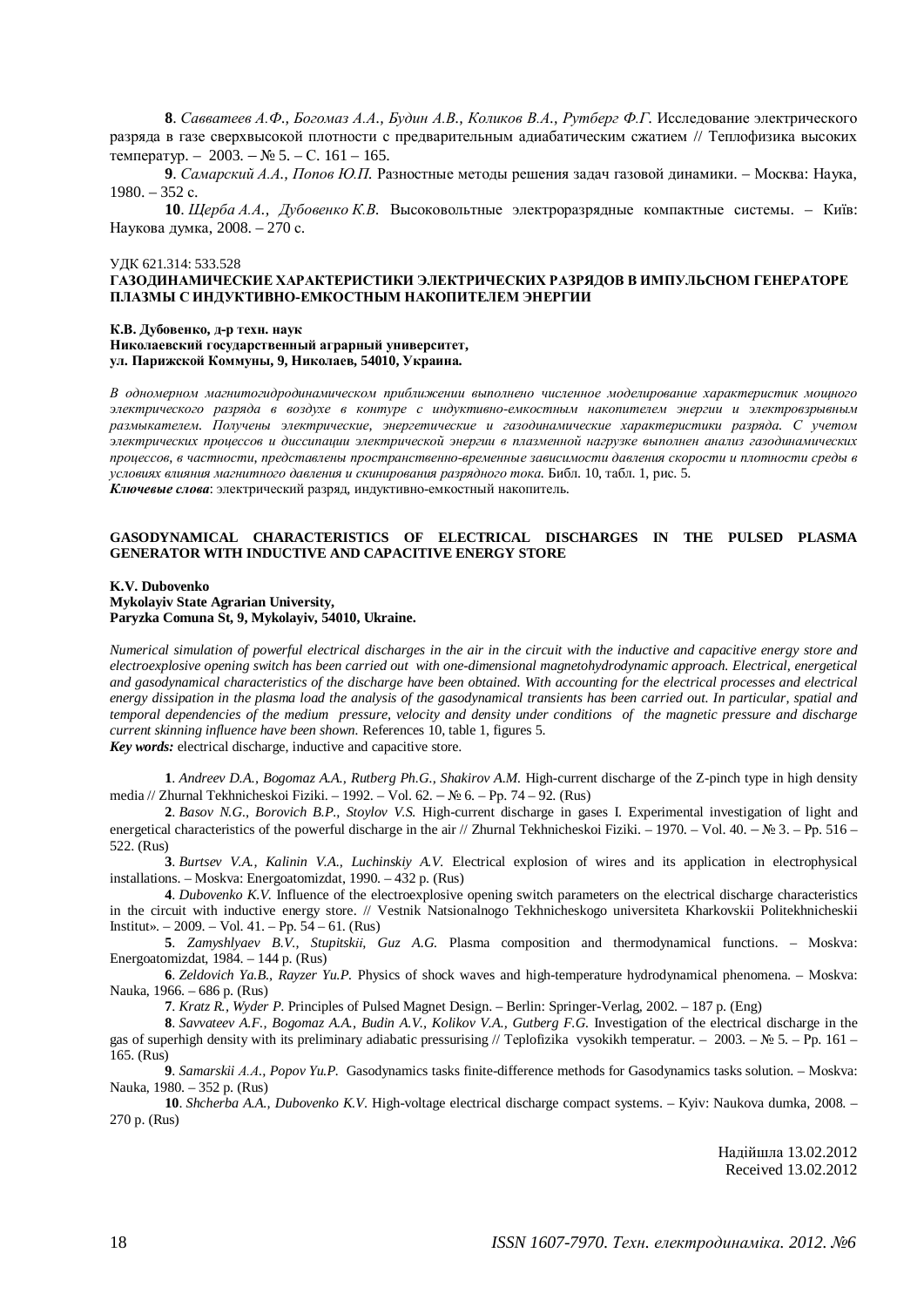**8**. *Савватеев А.Ф., Богомаз А.А., Будин А.В., Коликов В.А., Рутберг Ф.Г.* Исследование электрического разряда в газе сверхвысокой плотности с предварительным адиабатическим сжатием // Теплофизика высоких температур. – 2003. – № 5. – С. 161 – 165.

**9**. *Самарский А.А., Попов Ю.П.* Разностные методы решения задач газовой динамики. – Москва: Наука, 1980. – 352 с.

**10**. *Щерба А.А., Дубовенко К.В.* Высоковольтные электроразрядные компактные системы. – Київ: Наукова думка, 2008. – 270 с.

УДК 621.314: 533.528

**ГАЗОДИНАМИЧЕСКИЕ ХАРАКТЕРИСТИКИ ЭЛЕКТРИЧЕСКИХ РАЗРЯДОВ В ИМПУЛЬСНОМ ГЕНЕРАТОРЕ ПЛАЗМЫ С ИНДУКТИВНО-ЕМКОСТНЫМ НАКОПИТЕЛЕМ ЭНЕРГИИ**

**К.В. Дубовенко, д-р техн. наук**
**Николаевский государственный аграрный университет,**
**ул. Парижской Коммуны, 9, Николаев, 54010, Украина.**

*В одномерном магнитогидродинамическом приближении выполнено численное моделирование характеристик мощного электрического разряда в воздухе в контуре с индуктивно-емкостным накопителем энергии и электровзрывным размыкателем. Получены электрические, энергетические и газодинамические характеристики разряда. С учетом электрических процессов и диссипации электрической энергии в плазменной нагрузке выполнен анализ газодинамических процессов, в частности, представлены пространственно-временные зависимости давления скорости и плотности среды в условиях влияния магнитного давления и скинирования разрядного тока.* Библ. 10, табл. 1, рис. 5.

***Ключевые слова***: электрический разряд, индуктивно-емкостный накопитель.

**GASODYNAMICAL CHARACTERISTICS OF ELECTRICAL DISCHARGES IN THE PULSED PLASMA GENERATOR WITH INDUCTIVE AND CAPACITIVE ENERGY STORE**

**K.V. Dubovenko**
**Mykolayiv State Agrarian University,**
**Paryzka Comuna St, 9, Mykolayiv, 54010, Ukraine.**

*Numerical simulation of powerful electrical discharges in the air in the circuit with the inductive and capacitive energy store and electroexplosive opening switch has been carried out with one-dimensional magnetohydrodynamic approach. Electrical, energetical and gasodynamical characteristics of the discharge have been obtained. With accounting for the electrical processes and electrical energy dissipation in the plasma load the analysis of the gasodynamical transients has been carried out. In particular, spatial and temporal dependencies of the medium pressure, velocity and density under conditions of the magnetic pressure and discharge current skinning influence have been shown.* References 10, table 1, figures 5.

***Key words:*** electrical discharge, inductive and capacitive store.

**1**. *Andreev D.A., Bogomaz A.A., Rutberg Ph.G., Shakirov A.M.* High-current discharge of the Z-pinch type in high density media // Zhurnal Tekhnicheskoi Fiziki. – 1992. – Vol. 62. – № 6. – Pp. 74 – 92. (Rus)

**2**. *Basov N.G., Borovich B.P., Stoylov V.S.* High-current discharge in gases I. Experimental investigation of light and energetical characteristics of the powerful discharge in the air // Zhurnal Tekhnicheskoi Fiziki. – 1970. – Vol. 40. – № 3. – Pp. 516 – 522. (Rus)

**3**. *Burtsev V.A., Kalinin V.A., Luchinskiy A.V.* Electrical explosion of wires and its application in electrophysical installations. – Moskva: Energoatomizdat, 1990. – 432 p. (Rus)

**4**. *Dubovenko K.V.* Influence of the electroexplosive opening switch parameters on the electrical discharge characteristics in the circuit with inductive energy store. // Vestnik Natsionalnogo Tekhnicheskogo universiteta Kharkovskii Politekhnicheskii Institut». – 2009. – Vol. 41. – Pp. 54 – 61. (Rus)

**5**. *Zamyshlyaev B.V., Stupitskii, Guz A.G.* Plasma composition and thermodynamical functions. – Moskva: Energoatomizdat, 1984. – 144 p. (Rus)

**6**. *Zeldovich Ya.B., Rayzer Yu.P.* Physics of shock waves and high-temperature hydrodynamical phenomena. – Moskva: Nauka, 1966. – 686 p. (Rus)

**7**. *Kratz R., Wyder P.* Principles of Pulsed Magnet Design. – Berlin: Springer-Verlag, 2002. – 187 p. (Eng)

**8**. *Savvateev A.F., Bogomaz A.A., Budin A.V., Kolikov V.A., Gutberg F.G.* Investigation of the electrical discharge in the gas of superhigh density with its preliminary adiabatic pressurising // Teplofizika vysokikh temperatur. – 2003. – № 5. – Pp. 161 – 165. (Rus)

**9**. *Samarskii A.A., Popov Yu.P.* Gasodynamics tasks finite-difference methods for Gasodynamics tasks solution. – Moskva: Nauka, 1980. – 352 p. (Rus)

**10**. *Shcherba A.A., Dubovenko K.V.* High-voltage electrical discharge compact systems. – Kyiv: Naukova dumka, 2008. – 270 p. (Rus)

Надійшла 13.02.2012
Received 13.02.2012